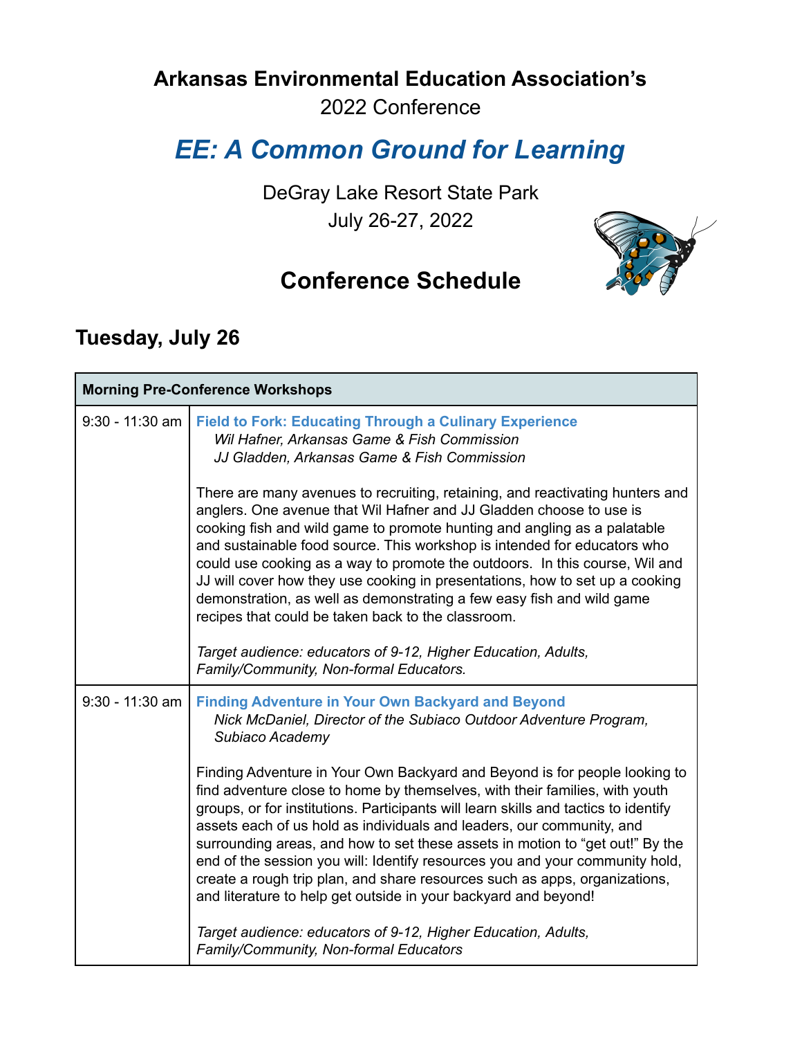**Arkansas Environmental Education Association's**

2022 Conference

# *EE: A Common Ground for Learning*

DeGray Lake Resort State Park
July 26-27, 2022

## Conference Schedule

## Tuesday, July 26

| **Morning Pre-Conference Workshops** | |
|---|---|
| 9:30 - 11:30 am | **Field to Fork: Educating Through a Culinary Experience**<br>*Wil Hafner, Arkansas Game & Fish Commission*<br>*JJ Gladden, Arkansas Game & Fish Commission*<br><br>There are many avenues to recruiting, retaining, and reactivating hunters and anglers. One avenue that Wil Hafner and JJ Gladden choose to use is cooking fish and wild game to promote hunting and angling as a palatable and sustainable food source. This workshop is intended for educators who could use cooking as a way to promote the outdoors. In this course, Wil and JJ will cover how they use cooking in presentations, how to set up a cooking demonstration, as well as demonstrating a few easy fish and wild game recipes that could be taken back to the classroom.<br><br>*Target audience: educators of 9-12, Higher Education, Adults, Family/Community, Non-formal Educators.* |
| 9:30 - 11:30 am | **Finding Adventure in Your Own Backyard and Beyond**<br>*Nick McDaniel, Director of the Subiaco Outdoor Adventure Program, Subiaco Academy*<br><br>Finding Adventure in Your Own Backyard and Beyond is for people looking to find adventure close to home by themselves, with their families, with youth groups, or for institutions. Participants will learn skills and tactics to identify assets each of us hold as individuals and leaders, our community, and surrounding areas, and how to set these assets in motion to "get out!" By the end of the session you will: Identify resources you and your community hold, create a rough trip plan, and share resources such as apps, organizations, and literature to help get outside in your backyard and beyond!<br><br>*Target audience: educators of 9-12, Higher Education, Adults, Family/Community, Non-formal Educators* |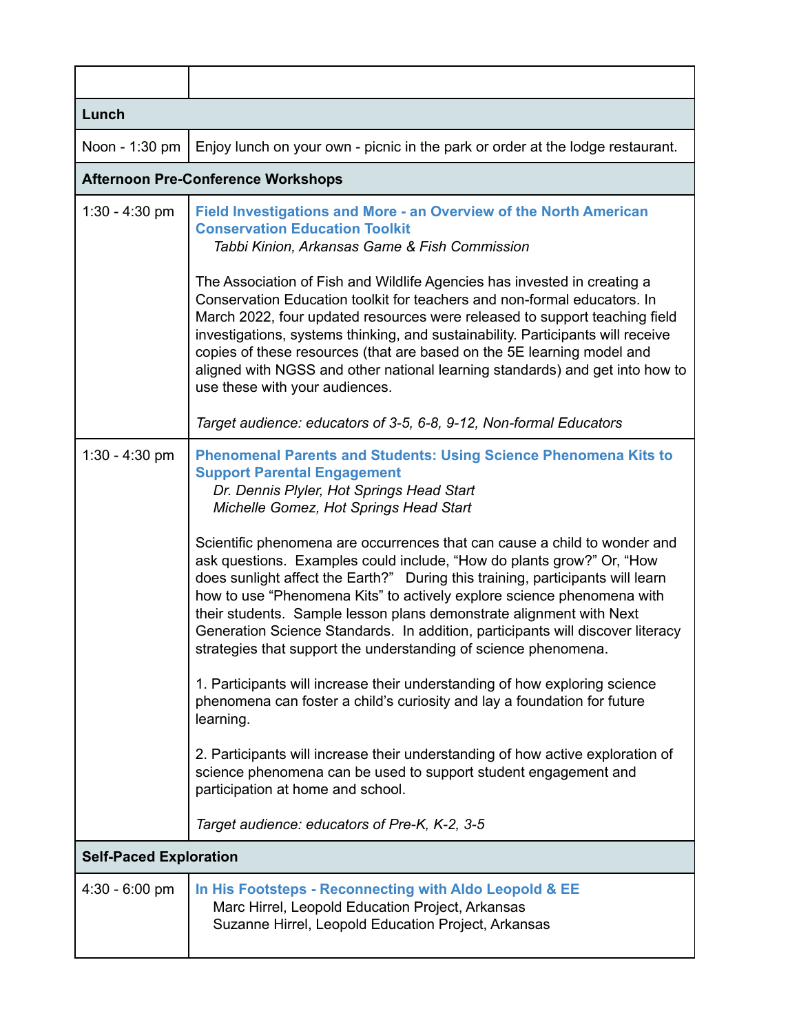| | |
|---|---|
| **Lunch** | |
| Noon - 1:30 pm | Enjoy lunch on your own - picnic in the park or order at the lodge restaurant. |
| **Afternoon Pre-Conference Workshops** | |
| 1:30 - 4:30 pm | **Field Investigations and More - an Overview of the North American Conservation Education Toolkit**<br>*Tabbi Kinion, Arkansas Game & Fish Commission*<br><br>The Association of Fish and Wildlife Agencies has invested in creating a Conservation Education toolkit for teachers and non-formal educators. In March 2022, four updated resources were released to support teaching field investigations, systems thinking, and sustainability. Participants will receive copies of these resources (that are based on the 5E learning model and aligned with NGSS and other national learning standards) and get into how to use these with your audiences.<br><br>*Target audience: educators of 3-5, 6-8, 9-12, Non-formal Educators* |
| 1:30 - 4:30 pm | **Phenomenal Parents and Students: Using Science Phenomena Kits to Support Parental Engagement**<br>*Dr. Dennis Plyler, Hot Springs Head Start*<br>*Michelle Gomez, Hot Springs Head Start*<br><br>Scientific phenomena are occurrences that can cause a child to wonder and ask questions. Examples could include, "How do plants grow?" Or, "How does sunlight affect the Earth?" During this training, participants will learn how to use "Phenomena Kits" to actively explore science phenomena with their students. Sample lesson plans demonstrate alignment with Next Generation Science Standards. In addition, participants will discover literacy strategies that support the understanding of science phenomena.<br><br>1. Participants will increase their understanding of how exploring science phenomena can foster a child's curiosity and lay a foundation for future learning.<br><br>2. Participants will increase their understanding of how active exploration of science phenomena can be used to support student engagement and participation at home and school.<br><br>*Target audience: educators of Pre-K, K-2, 3-5* |
| **Self-Paced Exploration** | |
| 4:30 - 6:00 pm | **In His Footsteps - Reconnecting with Aldo Leopold & EE**<br>Marc Hirrel, Leopold Education Project, Arkansas<br>Suzanne Hirrel, Leopold Education Project, Arkansas |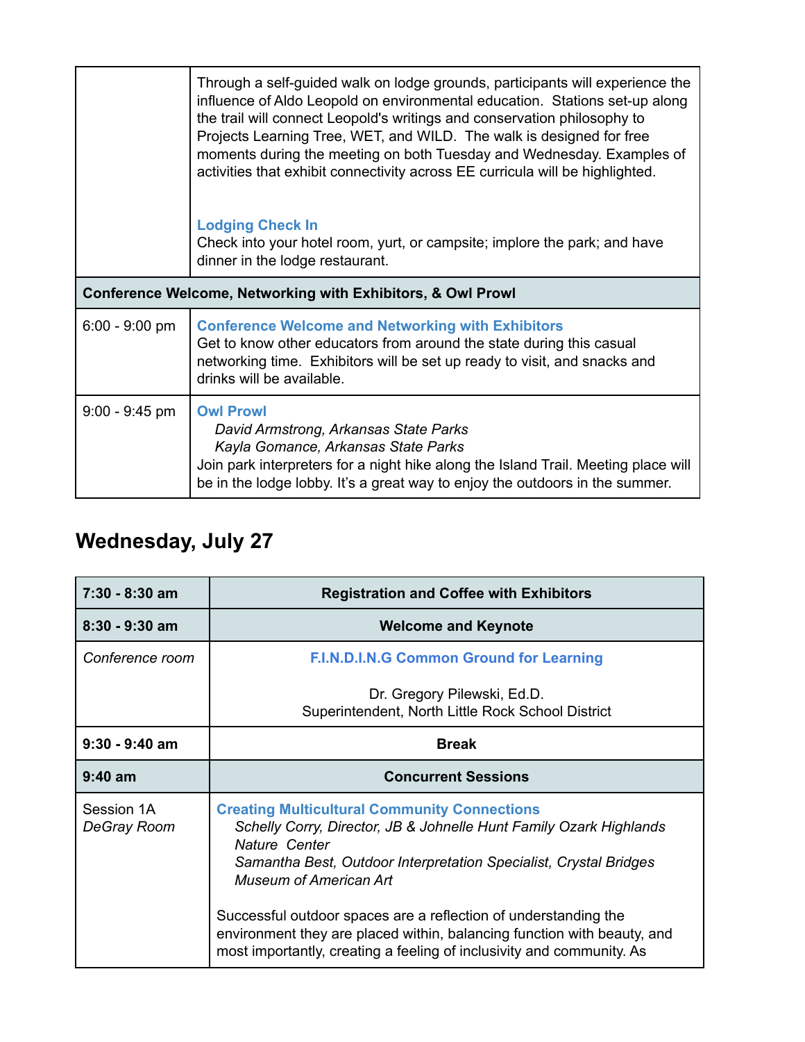| | |
|---|---|
| | Through a self-guided walk on lodge grounds, participants will experience the influence of Aldo Leopold on environmental education. Stations set-up along the trail will connect Leopold's writings and conservation philosophy to Projects Learning Tree, WET, and WILD. The walk is designed for free moments during the meeting on both Tuesday and Wednesday. Examples of activities that exhibit connectivity across EE curricula will be highlighted.<br><br>**Lodging Check In**<br>Check into your hotel room, yurt, or campsite; implore the park; and have dinner in the lodge restaurant. |
| **Conference Welcome, Networking with Exhibitors, & Owl Prowl** | |
| 6:00 - 9:00 pm | **Conference Welcome and Networking with Exhibitors**<br>Get to know other educators from around the state during this casual networking time. Exhibitors will be set up ready to visit, and snacks and drinks will be available. |
| 9:00 - 9:45 pm | **Owl Prowl**<br>*David Armstrong, Arkansas State Parks*<br>*Kayla Gomance, Arkansas State Parks*<br>Join park interpreters for a night hike along the Island Trail. Meeting place will be in the lodge lobby. It's a great way to enjoy the outdoors in the summer. |

## Wednesday, July 27

| | |
|---|---|
| **7:30 - 8:30 am** | **Registration and Coffee with Exhibitors** |
| **8:30 - 9:30 am** | **Welcome and Keynote** |
| *Conference room* | **F.I.N.D.I.N.G Common Ground for Learning**<br><br>Dr. Gregory Pilewski, Ed.D.<br>Superintendent, North Little Rock School District |
| **9:30 - 9:40 am** | **Break** |
| **9:40 am** | **Concurrent Sessions** |
| Session 1A<br>*DeGray Room* | **Creating Multicultural Community Connections**<br>*Schelly Corry, Director, JB & Johnelle Hunt Family Ozark Highlands Nature Center*<br>*Samantha Best, Outdoor Interpretation Specialist, Crystal Bridges Museum of American Art*<br><br>Successful outdoor spaces are a reflection of understanding the environment they are placed within, balancing function with beauty, and most importantly, creating a feeling of inclusivity and community. As |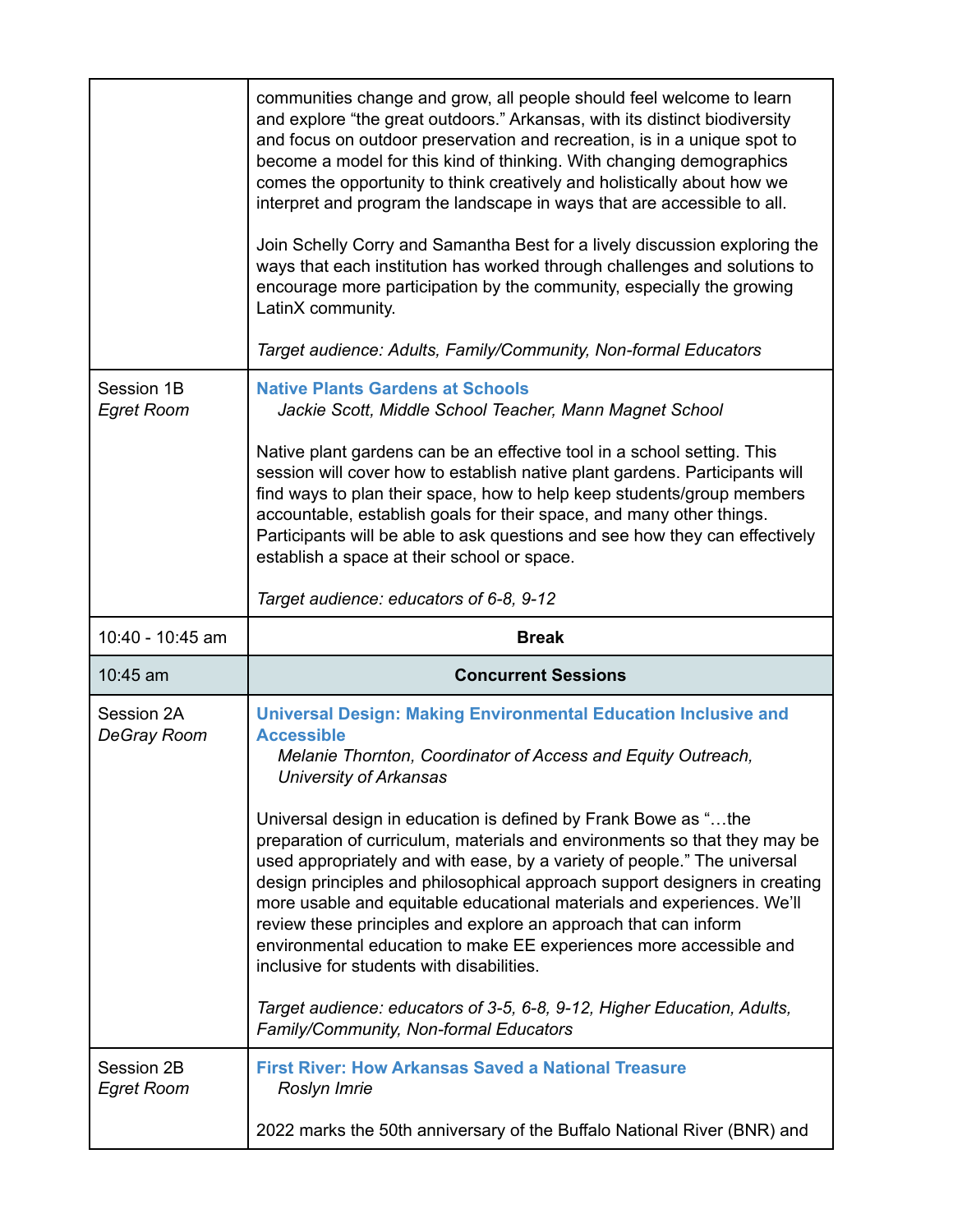| | |
|---|---|
| | communities change and grow, all people should feel welcome to learn and explore "the great outdoors." Arkansas, with its distinct biodiversity and focus on outdoor preservation and recreation, is in a unique spot to become a model for this kind of thinking. With changing demographics comes the opportunity to think creatively and holistically about how we interpret and program the landscape in ways that are accessible to all.<br><br>Join Schelly Corry and Samantha Best for a lively discussion exploring the ways that each institution has worked through challenges and solutions to encourage more participation by the community, especially the growing LatinX community.<br><br>*Target audience: Adults, Family/Community, Non-formal Educators* |
| Session 1B<br>*Egret Room* | **Native Plants Gardens at Schools**<br>*Jackie Scott, Middle School Teacher, Mann Magnet School*<br><br>Native plant gardens can be an effective tool in a school setting. This session will cover how to establish native plant gardens. Participants will find ways to plan their space, how to help keep students/group members accountable, establish goals for their space, and many other things. Participants will be able to ask questions and see how they can effectively establish a space at their school or space.<br><br>*Target audience: educators of 6-8, 9-12* |
| 10:40 - 10:45 am | **Break** |
| 10:45 am | **Concurrent Sessions** |
| Session 2A<br>*DeGray Room* | **Universal Design: Making Environmental Education Inclusive and Accessible**<br>*Melanie Thornton, Coordinator of Access and Equity Outreach, University of Arkansas*<br><br>Universal design in education is defined by Frank Bowe as "…the preparation of curriculum, materials and environments so that they may be used appropriately and with ease, by a variety of people." The universal design principles and philosophical approach support designers in creating more usable and equitable educational materials and experiences. We'll review these principles and explore an approach that can inform environmental education to make EE experiences more accessible and inclusive for students with disabilities.<br><br>*Target audience: educators of 3-5, 6-8, 9-12, Higher Education, Adults, Family/Community, Non-formal Educators* |
| Session 2B<br>*Egret Room* | **First River: How Arkansas Saved a National Treasure**<br>*Roslyn Imrie*<br><br>2022 marks the 50th anniversary of the Buffalo National River (BNR) and |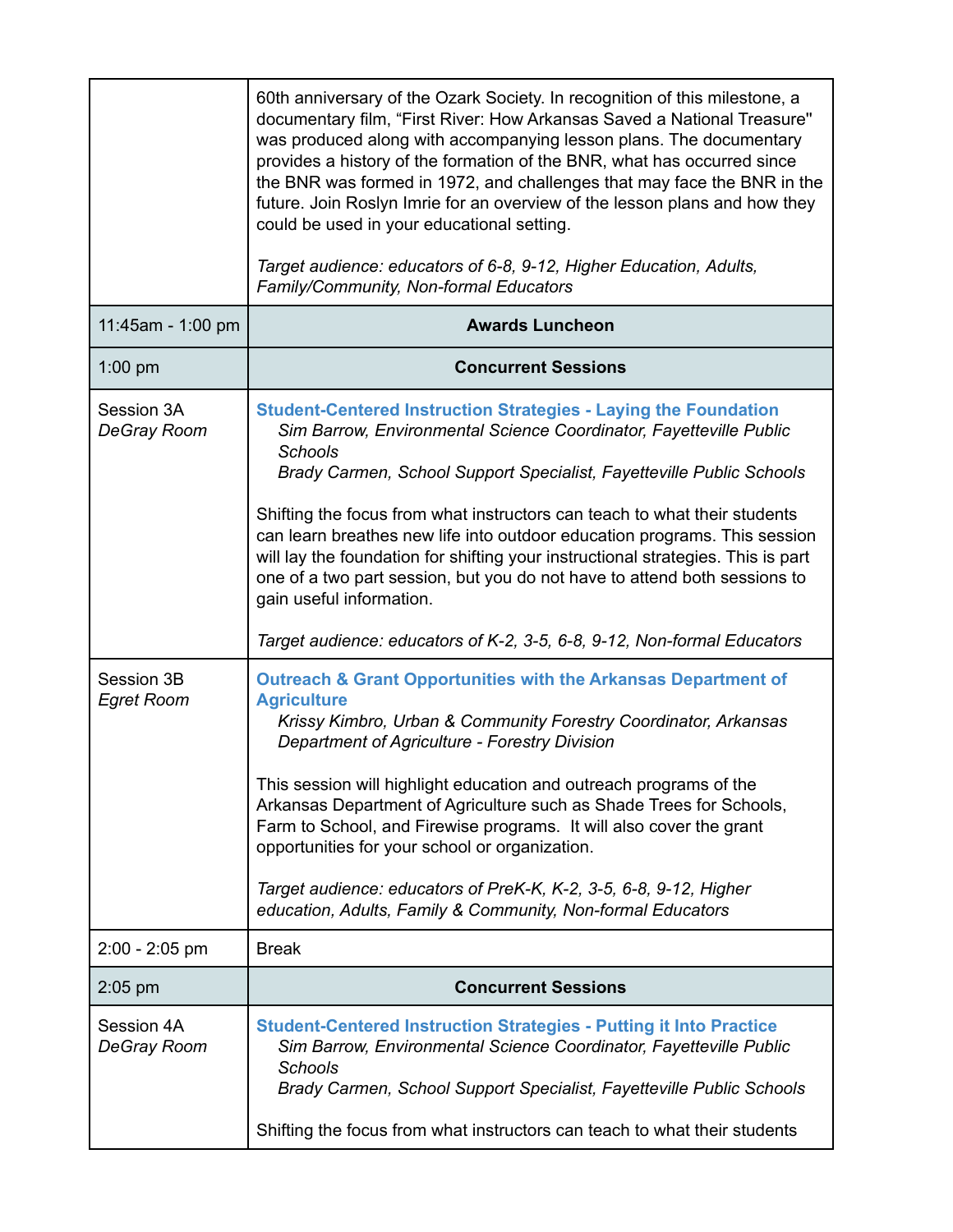| | |
|---|---|
| | 60th anniversary of the Ozark Society. In recognition of this milestone, a documentary film, "First River: How Arkansas Saved a National Treasure" was produced along with accompanying lesson plans. The documentary provides a history of the formation of the BNR, what has occurred since the BNR was formed in 1972, and challenges that may face the BNR in the future. Join Roslyn Imrie for an overview of the lesson plans and how they could be used in your educational setting.<br><br>*Target audience: educators of 6-8, 9-12, Higher Education, Adults, Family/Community, Non-formal Educators* |
| 11:45am - 1:00 pm | **Awards Luncheon** |
| 1:00 pm | **Concurrent Sessions** |
| Session 3A<br>*DeGray Room* | **Student-Centered Instruction Strategies - Laying the Foundation**<br>*Sim Barrow, Environmental Science Coordinator, Fayetteville Public Schools*<br>*Brady Carmen, School Support Specialist, Fayetteville Public Schools*<br><br>Shifting the focus from what instructors can teach to what their students can learn breathes new life into outdoor education programs. This session will lay the foundation for shifting your instructional strategies. This is part one of a two part session, but you do not have to attend both sessions to gain useful information.<br><br>*Target audience: educators of K-2, 3-5, 6-8, 9-12, Non-formal Educators* |
| Session 3B<br>*Egret Room* | **Outreach & Grant Opportunities with the Arkansas Department of Agriculture**<br>*Krissy Kimbro, Urban & Community Forestry Coordinator, Arkansas Department of Agriculture - Forestry Division*<br><br>This session will highlight education and outreach programs of the Arkansas Department of Agriculture such as Shade Trees for Schools, Farm to School, and Firewise programs. It will also cover the grant opportunities for your school or organization.<br><br>*Target audience: educators of PreK-K, K-2, 3-5, 6-8, 9-12, Higher education, Adults, Family & Community, Non-formal Educators* |
| 2:00 - 2:05 pm | Break |
| 2:05 pm | **Concurrent Sessions** |
| Session 4A<br>*DeGray Room* | **Student-Centered Instruction Strategies - Putting it Into Practice**<br>*Sim Barrow, Environmental Science Coordinator, Fayetteville Public Schools*<br>*Brady Carmen, School Support Specialist, Fayetteville Public Schools*<br><br>Shifting the focus from what instructors can teach to what their students |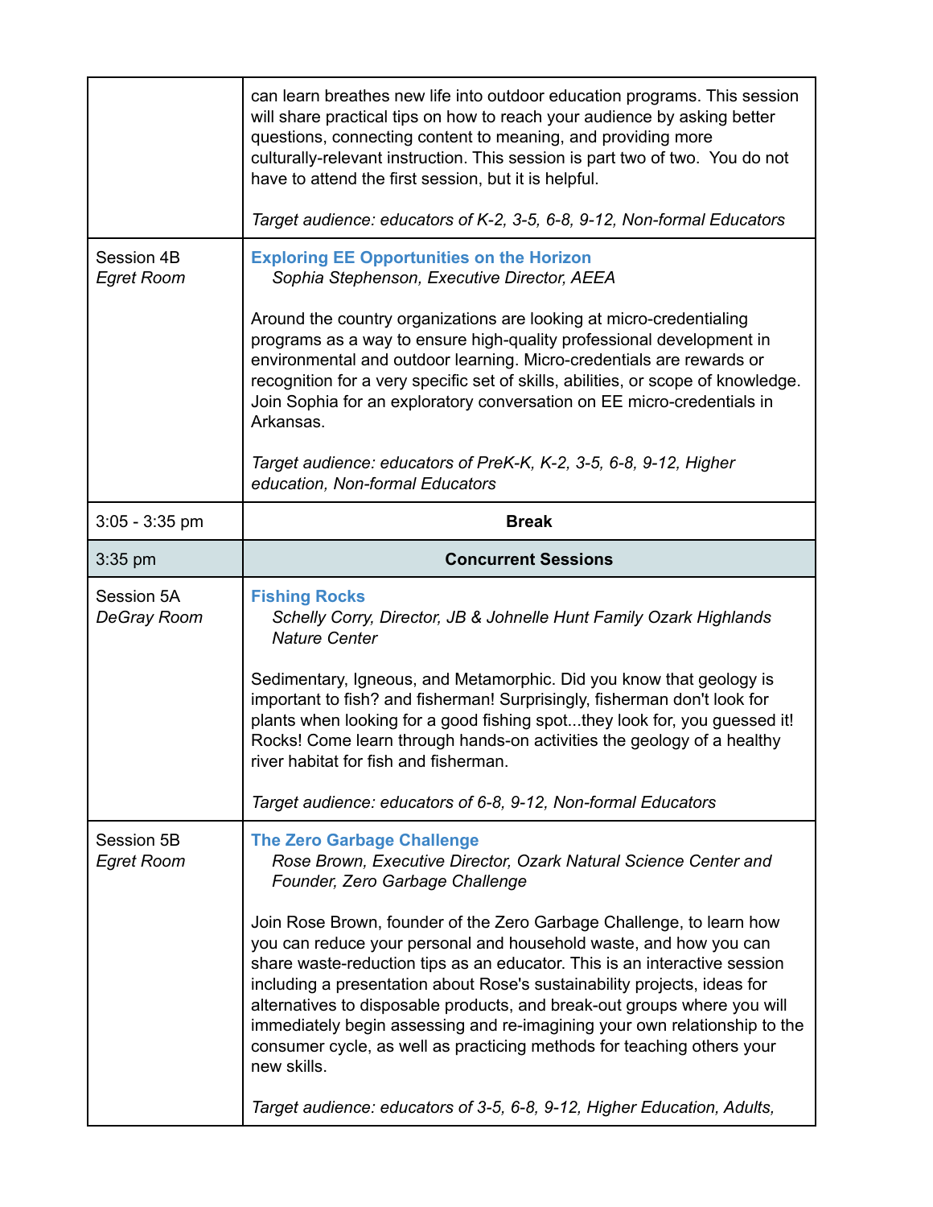| | |
|---|---|
| | can learn breathes new life into outdoor education programs. This session will share practical tips on how to reach your audience by asking better questions, connecting content to meaning, and providing more culturally-relevant instruction. This session is part two of two. You do not have to attend the first session, but it is helpful.<br><br>*Target audience: educators of K-2, 3-5, 6-8, 9-12, Non-formal Educators* |
| Session 4B<br>*Egret Room* | **Exploring EE Opportunities on the Horizon**<br>*Sophia Stephenson, Executive Director, AEEA*<br><br>Around the country organizations are looking at micro-credentialing programs as a way to ensure high-quality professional development in environmental and outdoor learning. Micro-credentials are rewards or recognition for a very specific set of skills, abilities, or scope of knowledge. Join Sophia for an exploratory conversation on EE micro-credentials in Arkansas.<br><br>*Target audience: educators of PreK-K, K-2, 3-5, 6-8, 9-12, Higher education, Non-formal Educators* |
| 3:05 - 3:35 pm | **Break** |
| 3:35 pm | **Concurrent Sessions** |
| Session 5A<br>*DeGray Room* | **Fishing Rocks**<br>*Schelly Corry, Director, JB & Johnelle Hunt Family Ozark Highlands Nature Center*<br><br>Sedimentary, Igneous, and Metamorphic. Did you know that geology is important to fish? and fisherman! Surprisingly, fisherman don't look for plants when looking for a good fishing spot...they look for, you guessed it! Rocks! Come learn through hands-on activities the geology of a healthy river habitat for fish and fisherman.<br><br>*Target audience: educators of 6-8, 9-12, Non-formal Educators* |
| Session 5B<br>*Egret Room* | **The Zero Garbage Challenge**<br>*Rose Brown, Executive Director, Ozark Natural Science Center and Founder, Zero Garbage Challenge*<br><br>Join Rose Brown, founder of the Zero Garbage Challenge, to learn how you can reduce your personal and household waste, and how you can share waste-reduction tips as an educator. This is an interactive session including a presentation about Rose's sustainability projects, ideas for alternatives to disposable products, and break-out groups where you will immediately begin assessing and re-imagining your own relationship to the consumer cycle, as well as practicing methods for teaching others your new skills.<br><br>*Target audience: educators of 3-5, 6-8, 9-12, Higher Education, Adults,* |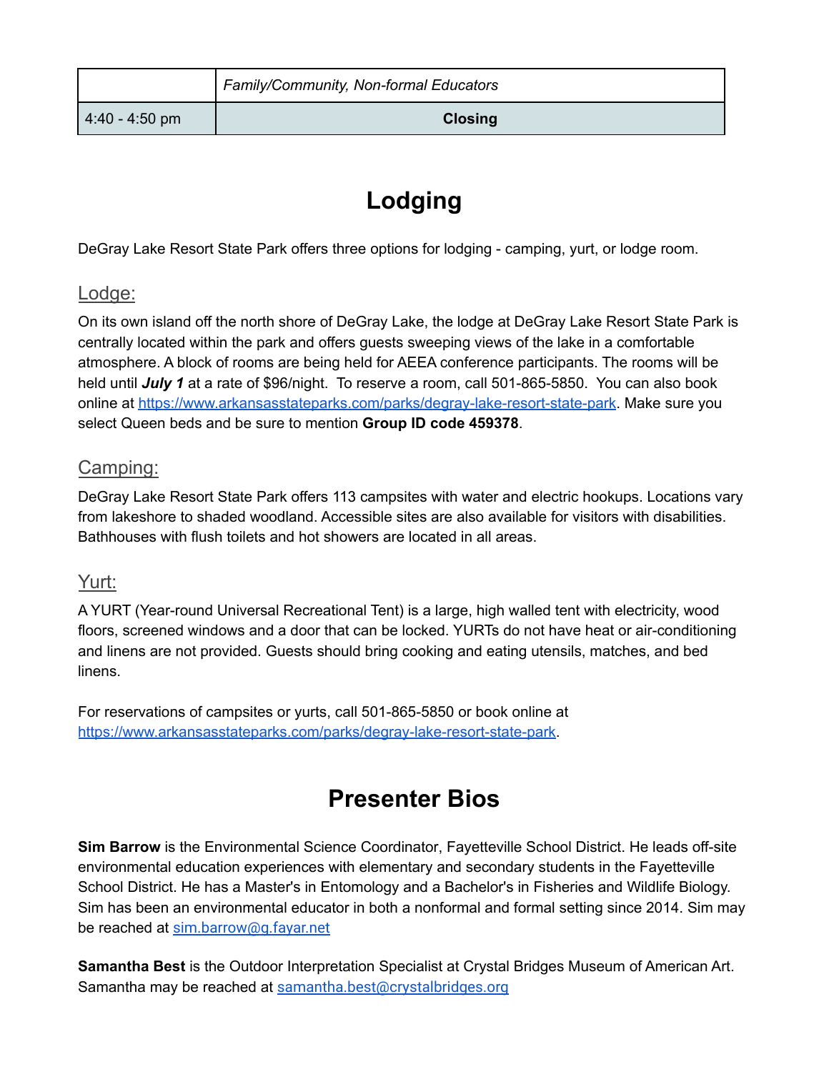| | |
|---|---|
| | *Family/Community, Non-formal Educators* |
| 4:40 - 4:50 pm | **Closing** |

# Lodging

DeGray Lake Resort State Park offers three options for lodging - camping, yurt, or lodge room.

## Lodge:

On its own island off the north shore of DeGray Lake, the lodge at DeGray Lake Resort State Park is centrally located within the park and offers guests sweeping views of the lake in a comfortable atmosphere. A block of rooms are being held for AEEA conference participants. The rooms will be held until ***July 1*** at a rate of $96/night. To reserve a room, call 501-865-5850. You can also book online at [https://www.arkansasstateparks.com/parks/degray-lake-resort-state-park](https://www.arkansasstateparks.com/parks/degray-lake-resort-state-park). Make sure you select Queen beds and be sure to mention **Group ID code 459378**.

## Camping:

DeGray Lake Resort State Park offers 113 campsites with water and electric hookups. Locations vary from lakeshore to shaded woodland. Accessible sites are also available for visitors with disabilities. Bathhouses with flush toilets and hot showers are located in all areas.

## Yurt:

A YURT (Year-round Universal Recreational Tent) is a large, high walled tent with electricity, wood floors, screened windows and a door that can be locked. YURTs do not have heat or air-conditioning and linens are not provided. Guests should bring cooking and eating utensils, matches, and bed linens.

For reservations of campsites or yurts, call 501-865-5850 or book online at [https://www.arkansasstateparks.com/parks/degray-lake-resort-state-park](https://www.arkansasstateparks.com/parks/degray-lake-resort-state-park).

# Presenter Bios

**Sim Barrow** is the Environmental Science Coordinator, Fayetteville School District. He leads off-site environmental education experiences with elementary and secondary students in the Fayetteville School District. He has a Master's in Entomology and a Bachelor's in Fisheries and Wildlife Biology. Sim has been an environmental educator in both a nonformal and formal setting since 2014. Sim may be reached at [sim.barrow@g.fayar.net](mailto:sim.barrow@g.fayar.net)

**Samantha Best** is the Outdoor Interpretation Specialist at Crystal Bridges Museum of American Art. Samantha may be reached at [samantha.best@crystalbridges.org](mailto:samantha.best@crystalbridges.org)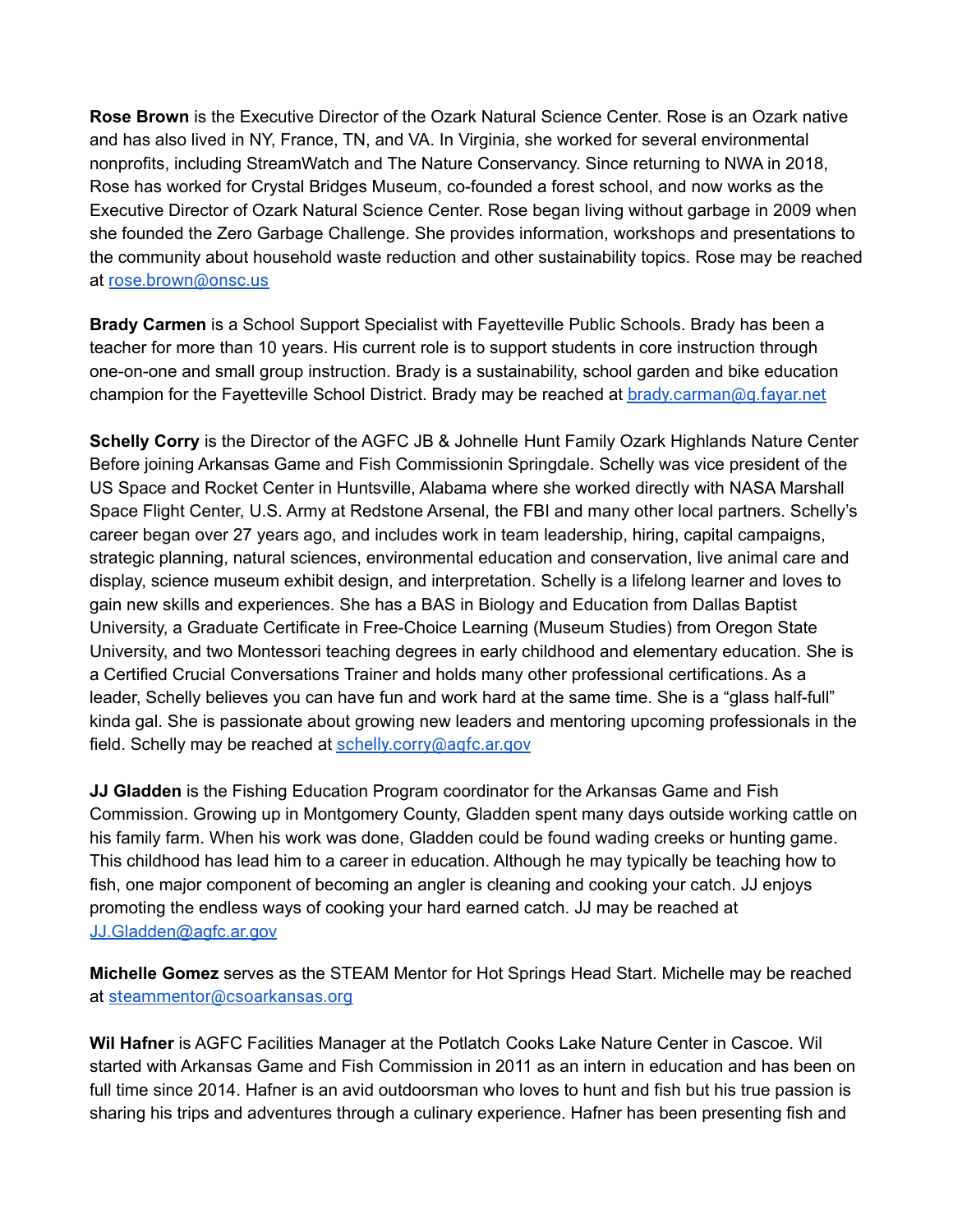**Rose Brown** is the Executive Director of the Ozark Natural Science Center. Rose is an Ozark native and has also lived in NY, France, TN, and VA. In Virginia, she worked for several environmental nonprofits, including StreamWatch and The Nature Conservancy. Since returning to NWA in 2018, Rose has worked for Crystal Bridges Museum, co-founded a forest school, and now works as the Executive Director of Ozark Natural Science Center. Rose began living without garbage in 2009 when she founded the Zero Garbage Challenge. She provides information, workshops and presentations to the community about household waste reduction and other sustainability topics. Rose may be reached at [rose.brown@onsc.us](mailto:rose.brown@onsc.us)

**Brady Carmen** is a School Support Specialist with Fayetteville Public Schools. Brady has been a teacher for more than 10 years. His current role is to support students in core instruction through one-on-one and small group instruction. Brady is a sustainability, school garden and bike education champion for the Fayetteville School District. Brady may be reached at [brady.carman@g.fayar.net](mailto:brady.carman@g.fayar.net)

**Schelly Corry** is the Director of the AGFC JB & Johnelle Hunt Family Ozark Highlands Nature Center Before joining Arkansas Game and Fish Commissionin Springdale. Schelly was vice president of the US Space and Rocket Center in Huntsville, Alabama where she worked directly with NASA Marshall Space Flight Center, U.S. Army at Redstone Arsenal, the FBI and many other local partners. Schelly's career began over 27 years ago, and includes work in team leadership, hiring, capital campaigns, strategic planning, natural sciences, environmental education and conservation, live animal care and display, science museum exhibit design, and interpretation. Schelly is a lifelong learner and loves to gain new skills and experiences. She has a BAS in Biology and Education from Dallas Baptist University, a Graduate Certificate in Free-Choice Learning (Museum Studies) from Oregon State University, and two Montessori teaching degrees in early childhood and elementary education. She is a Certified Crucial Conversations Trainer and holds many other professional certifications. As a leader, Schelly believes you can have fun and work hard at the same time. She is a "glass half-full" kinda gal. She is passionate about growing new leaders and mentoring upcoming professionals in the field. Schelly may be reached at [schelly.corry@agfc.ar.gov](mailto:schelly.corry@agfc.ar.gov)

**JJ Gladden** is the Fishing Education Program coordinator for the Arkansas Game and Fish Commission. Growing up in Montgomery County, Gladden spent many days outside working cattle on his family farm. When his work was done, Gladden could be found wading creeks or hunting game. This childhood has lead him to a career in education. Although he may typically be teaching how to fish, one major component of becoming an angler is cleaning and cooking your catch. JJ enjoys promoting the endless ways of cooking your hard earned catch. JJ may be reached at [JJ.Gladden@agfc.ar.gov](mailto:JJ.Gladden@agfc.ar.gov)

**Michelle Gomez** serves as the STEAM Mentor for Hot Springs Head Start. Michelle may be reached at [steammentor@csoarkansas.org](mailto:steammentor@csoarkansas.org)

**Wil Hafner** is AGFC Facilities Manager at the Potlatch Cooks Lake Nature Center in Cascoe. Wil started with Arkansas Game and Fish Commission in 2011 as an intern in education and has been on full time since 2014. Hafner is an avid outdoorsman who loves to hunt and fish but his true passion is sharing his trips and adventures through a culinary experience. Hafner has been presenting fish and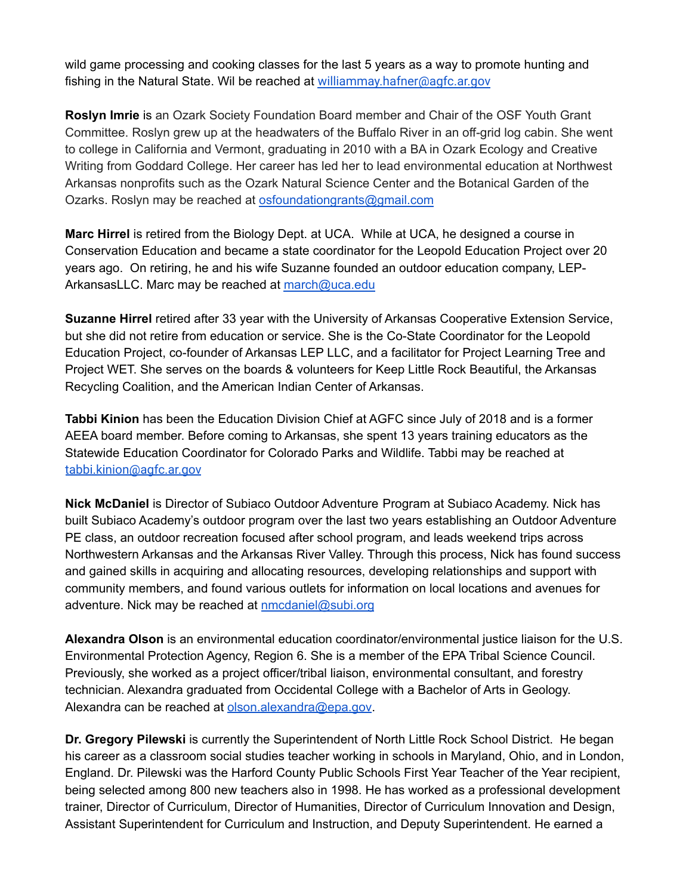wild game processing and cooking classes for the last 5 years as a way to promote hunting and fishing in the Natural State. Wil be reached at [williammay.hafner@agfc.ar.gov](mailto:williammay.hafner@agfc.ar.gov)

**Roslyn Imrie** is an Ozark Society Foundation Board member and Chair of the OSF Youth Grant Committee. Roslyn grew up at the headwaters of the Buffalo River in an off-grid log cabin. She went to college in California and Vermont, graduating in 2010 with a BA in Ozark Ecology and Creative Writing from Goddard College. Her career has led her to lead environmental education at Northwest Arkansas nonprofits such as the Ozark Natural Science Center and the Botanical Garden of the Ozarks. Roslyn may be reached at [osfoundationgrants@gmail.com](mailto:osfoundationgrants@gmail.com)

**Marc Hirrel** is retired from the Biology Dept. at UCA.  While at UCA, he designed a course in Conservation Education and became a state coordinator for the Leopold Education Project over 20 years ago.  On retiring, he and his wife Suzanne founded an outdoor education company, LEP-ArkansasLLC. Marc may be reached at [march@uca.edu](mailto:march@uca.edu)

**Suzanne Hirrel** retired after 33 year with the University of Arkansas Cooperative Extension Service, but she did not retire from education or service. She is the Co-State Coordinator for the Leopold Education Project, co-founder of Arkansas LEP LLC, and a facilitator for Project Learning Tree and Project WET. She serves on the boards & volunteers for Keep Little Rock Beautiful, the Arkansas Recycling Coalition, and the American Indian Center of Arkansas.

**Tabbi Kinion** has been the Education Division Chief at AGFC since July of 2018 and is a former AEEA board member. Before coming to Arkansas, she spent 13 years training educators as the Statewide Education Coordinator for Colorado Parks and Wildlife. Tabbi may be reached at [tabbi.kinion@agfc.ar.gov](mailto:tabbi.kinion@agfc.ar.gov)

**Nick McDaniel** is Director of Subiaco Outdoor Adventure Program at Subiaco Academy. Nick has built Subiaco Academy's outdoor program over the last two years establishing an Outdoor Adventure PE class, an outdoor recreation focused after school program, and leads weekend trips across Northwestern Arkansas and the Arkansas River Valley. Through this process, Nick has found success and gained skills in acquiring and allocating resources, developing relationships and support with community members, and found various outlets for information on local locations and avenues for adventure. Nick may be reached at [nmcdaniel@subi.org](mailto:nmcdaniel@subi.org)

**Alexandra Olson** is an environmental education coordinator/environmental justice liaison for the U.S. Environmental Protection Agency, Region 6. She is a member of the EPA Tribal Science Council. Previously, she worked as a project officer/tribal liaison, environmental consultant, and forestry technician. Alexandra graduated from Occidental College with a Bachelor of Arts in Geology. Alexandra can be reached at [olson.alexandra@epa.gov](mailto:olson.alexandra@epa.gov).

**Dr. Gregory Pilewski** is currently the Superintendent of North Little Rock School District.  He began his career as a classroom social studies teacher working in schools in Maryland, Ohio, and in London, England. Dr. Pilewski was the Harford County Public Schools First Year Teacher of the Year recipient, being selected among 800 new teachers also in 1998. He has worked as a professional development trainer, Director of Curriculum, Director of Humanities, Director of Curriculum Innovation and Design, Assistant Superintendent for Curriculum and Instruction, and Deputy Superintendent. He earned a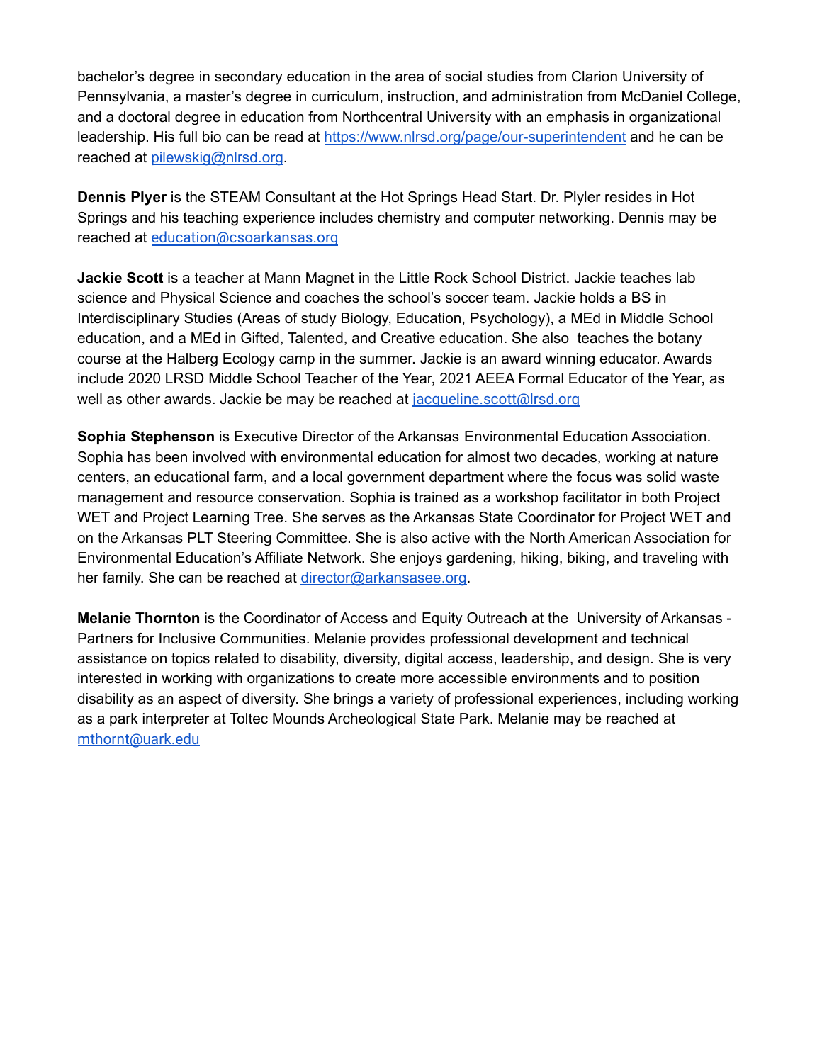bachelor's degree in secondary education in the area of social studies from Clarion University of Pennsylvania, a master's degree in curriculum, instruction, and administration from McDaniel College, and a doctoral degree in education from Northcentral University with an emphasis in organizational leadership. His full bio can be read at https://www.nlrsd.org/page/our-superintendent and he can be reached at pilewskig@nlrsd.org.

**Dennis Plyer** is the STEAM Consultant at the Hot Springs Head Start. Dr. Plyler resides in Hot Springs and his teaching experience includes chemistry and computer networking. Dennis may be reached at education@csoarkansas.org

**Jackie Scott** is a teacher at Mann Magnet in the Little Rock School District. Jackie teaches lab science and Physical Science and coaches the school's soccer team. Jackie holds a BS in Interdisciplinary Studies (Areas of study Biology, Education, Psychology), a MEd in Middle School education, and a MEd in Gifted, Talented, and Creative education. She also teaches the botany course at the Halberg Ecology camp in the summer. Jackie is an award winning educator. Awards include 2020 LRSD Middle School Teacher of the Year, 2021 AEEA Formal Educator of the Year, as well as other awards. Jackie be may be reached at jacqueline.scott@lrsd.org

**Sophia Stephenson** is Executive Director of the Arkansas Environmental Education Association. Sophia has been involved with environmental education for almost two decades, working at nature centers, an educational farm, and a local government department where the focus was solid waste management and resource conservation. Sophia is trained as a workshop facilitator in both Project WET and Project Learning Tree. She serves as the Arkansas State Coordinator for Project WET and on the Arkansas PLT Steering Committee. She is also active with the North American Association for Environmental Education's Affiliate Network. She enjoys gardening, hiking, biking, and traveling with her family. She can be reached at director@arkansasee.org.

**Melanie Thornton** is the Coordinator of Access and Equity Outreach at the University of Arkansas - Partners for Inclusive Communities. Melanie provides professional development and technical assistance on topics related to disability, diversity, digital access, leadership, and design. She is very interested in working with organizations to create more accessible environments and to position disability as an aspect of diversity. She brings a variety of professional experiences, including working as a park interpreter at Toltec Mounds Archeological State Park. Melanie may be reached at mthornt@uark.edu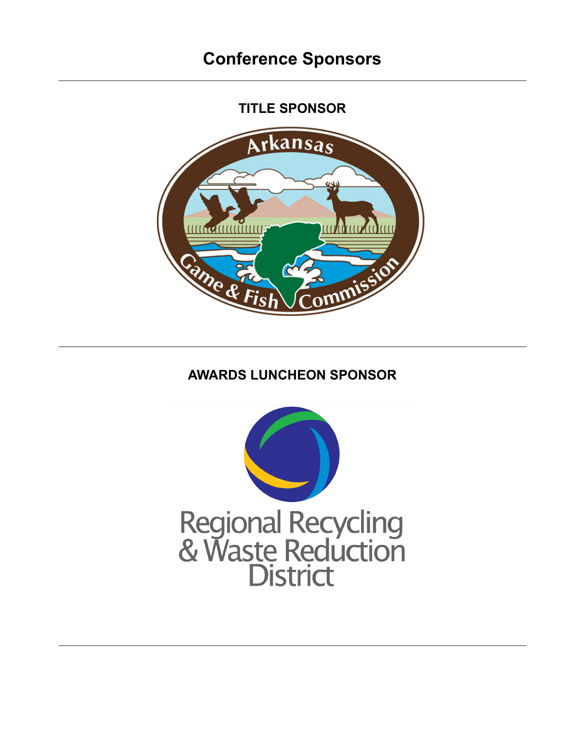# Conference Sponsors

## TITLE SPONSOR

Arkansas Game & Fish Commission

## AWARDS LUNCHEON SPONSOR

Regional Recycling & Waste Reduction District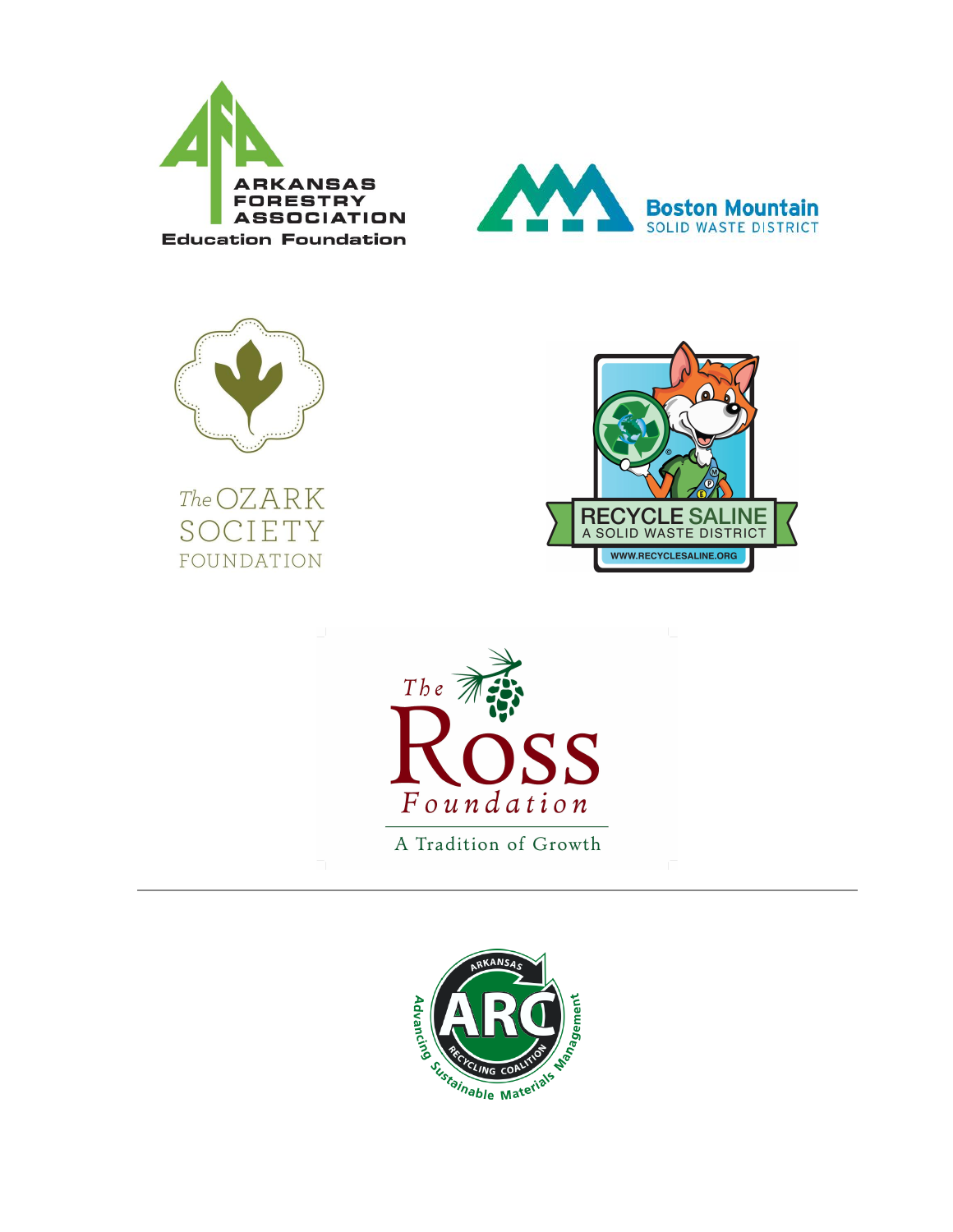ARKANSAS FORESTRY ASSOCIATION

Education Foundation

Boston Mountain

SOLID WASTE DISTRICT

The OZARK SOCIETY FOUNDATION

RECYCLE SALINE

A SOLID WASTE DISTRICT

WWW.RECYCLESALINE.ORG

The Ross Foundation

A Tradition of Growth

---

ARKANSAS ARC RECYCLING COALITION

Advancing Sustainable Materials Management